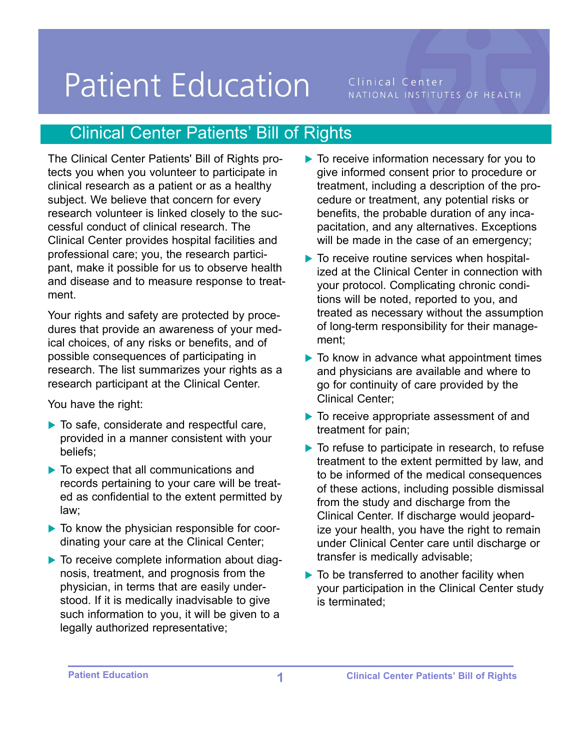# Patient Education

Clinical Center
NATIONAL INSTITUTES OF HEALTH

## Clinical Center Patients' Bill of Rights

The Clinical Center Patients' Bill of Rights protects you when you volunteer to participate in clinical research as a patient or as a healthy subject. We believe that concern for every research volunteer is linked closely to the successful conduct of clinical research. The Clinical Center provides hospital facilities and professional care; you, the research participant, make it possible for us to observe health and disease and to measure response to treatment.

Your rights and safety are protected by procedures that provide an awareness of your medical choices, of any risks or benefits, and of possible consequences of participating in research. The list summarizes your rights as a research participant at the Clinical Center.

You have the right:

- To safe, considerate and respectful care, provided in a manner consistent with your beliefs;
- To expect that all communications and records pertaining to your care will be treated as confidential to the extent permitted by law;
- To know the physician responsible for coordinating your care at the Clinical Center;
- To receive complete information about diagnosis, treatment, and prognosis from the physician, in terms that are easily understood. If it is medically inadvisable to give such information to you, it will be given to a legally authorized representative;
- To receive information necessary for you to give informed consent prior to procedure or treatment, including a description of the procedure or treatment, any potential risks or benefits, the probable duration of any incapacitation, and any alternatives. Exceptions will be made in the case of an emergency;
- To receive routine services when hospitalized at the Clinical Center in connection with your protocol. Complicating chronic conditions will be noted, reported to you, and treated as necessary without the assumption of long-term responsibility for their management;
- To know in advance what appointment times and physicians are available and where to go for continuity of care provided by the Clinical Center;
- To receive appropriate assessment of and treatment for pain;
- To refuse to participate in research, to refuse treatment to the extent permitted by law, and to be informed of the medical consequences of these actions, including possible dismissal from the study and discharge from the Clinical Center. If discharge would jeopardize your health, you have the right to remain under Clinical Center care until discharge or transfer is medically advisable;
- To be transferred to another facility when your participation in the Clinical Center study is terminated;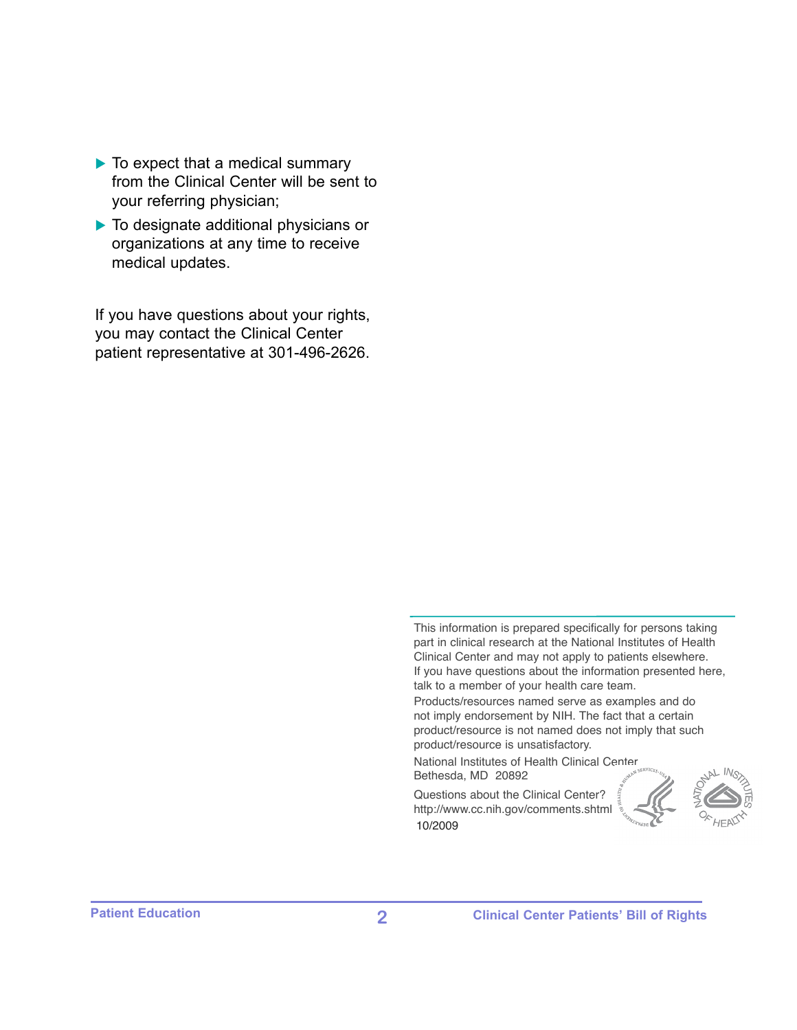- To expect that a medical summary from the Clinical Center will be sent to your referring physician;
- To designate additional physicians or organizations at any time to receive medical updates.

If you have questions about your rights, you may contact the Clinical Center patient representative at 301-496-2626.

This information is prepared specifically for persons taking part in clinical research at the National Institutes of Health Clinical Center and may not apply to patients elsewhere. If you have questions about the information presented here, talk to a member of your health care team.

Products/resources named serve as examples and do not imply endorsement by NIH. The fact that a certain product/resource is not named does not imply that such product/resource is unsatisfactory.

National Institutes of Health Clinical Center
Bethesda, MD 20892

Questions about the Clinical Center?
http://www.cc.nih.gov/comments.shtml

10/2009